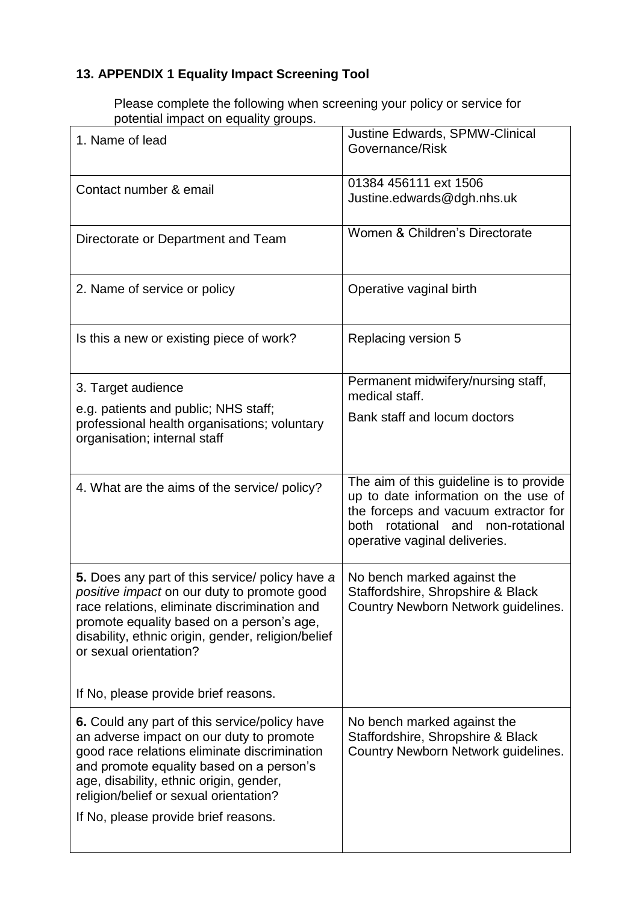## 13. APPENDIX 1 Equality Impact Screening Tool

Please complete the following when screening your policy or service for potential impact on equality groups.

| | |
|---|---|
| 1. Name of lead | Justine Edwards, SPMW-Clinical Governance/Risk |
| Contact number & email | 01384 456111 ext 1506<br>Justine.edwards@dgh.nhs.uk |
| Directorate or Department and Team | Women & Children's Directorate |
| 2. Name of service or policy | Operative vaginal birth |
| Is this a new or existing piece of work? | Replacing version 5 |
| 3. Target audience<br>e.g. patients and public; NHS staff; professional health organisations; voluntary organisation; internal staff | Permanent midwifery/nursing staff, medical staff.<br>Bank staff and locum doctors |
| 4. What are the aims of the service/ policy? | The aim of this guideline is to provide up to date information on the use of the forceps and vacuum extractor for both rotational and non-rotational operative vaginal deliveries. |
| **5.** Does any part of this service/ policy have *a positive impact* on our duty to promote good race relations, eliminate discrimination and promote equality based on a person's age, disability, ethnic origin, gender, religion/belief or sexual orientation?<br><br>If No, please provide brief reasons. | No bench marked against the Staffordshire, Shropshire & Black Country Newborn Network guidelines. |
| **6.** Could any part of this service/policy have an adverse impact on our duty to promote good race relations eliminate discrimination and promote equality based on a person's age, disability, ethnic origin, gender, religion/belief or sexual orientation?<br>If No, please provide brief reasons. | No bench marked against the Staffordshire, Shropshire & Black Country Newborn Network guidelines. |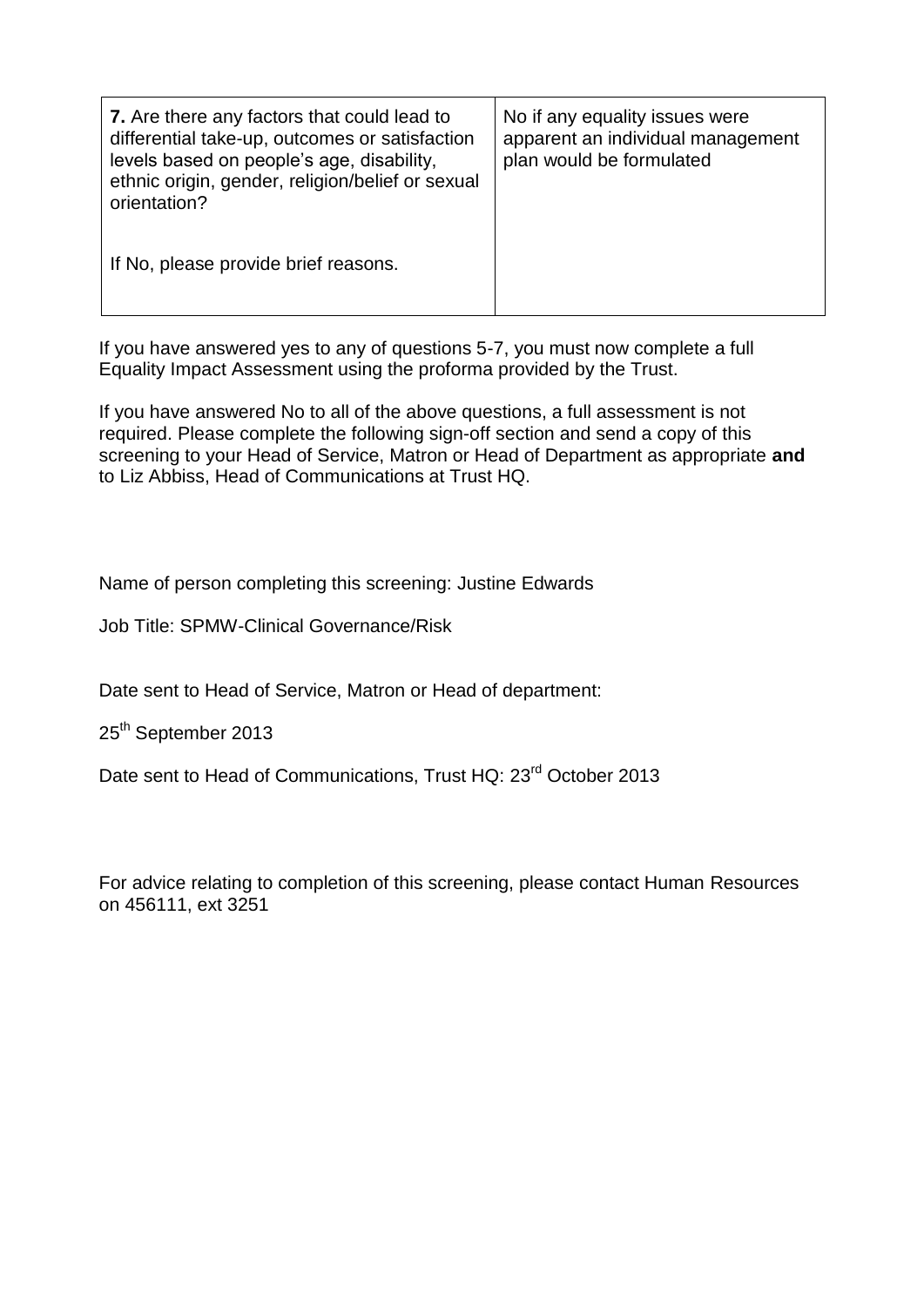| | |
|---|---|
| **7.** Are there any factors that could lead to differential take-up, outcomes or satisfaction levels based on people's age, disability, ethnic origin, gender, religion/belief or sexual orientation?<br><br>If No, please provide brief reasons. | No if any equality issues were apparent an individual management plan would be formulated |

If you have answered yes to any of questions 5-7, you must now complete a full Equality Impact Assessment using the proforma provided by the Trust.

If you have answered No to all of the above questions, a full assessment is not required. Please complete the following sign-off section and send a copy of this screening to your Head of Service, Matron or Head of Department as appropriate **and** to Liz Abbiss, Head of Communications at Trust HQ.

Name of person completing this screening: Justine Edwards

Job Title: SPMW-Clinical Governance/Risk

Date sent to Head of Service, Matron or Head of department:

25th September 2013

Date sent to Head of Communications, Trust HQ: 23rd October 2013

For advice relating to completion of this screening, please contact Human Resources on 456111, ext 3251